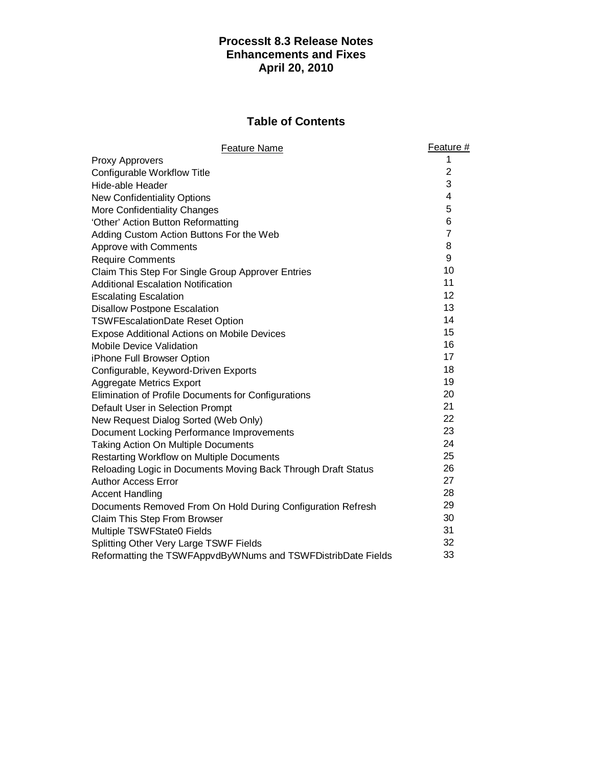# ProcessIt 8.3 Release Notes
# Enhancements and Fixes
# April 20, 2010

## Table of Contents

| Feature Name | Feature # |
| --- | --- |
| Proxy Approvers | 1 |
| Configurable Workflow Title | 2 |
| Hide-able Header | 3 |
| New Confidentiality Options | 4 |
| More Confidentiality Changes | 5 |
| ‘Other’ Action Button Reformatting | 6 |
| Adding Custom Action Buttons For the Web | 7 |
| Approve with Comments | 8 |
| Require Comments | 9 |
| Claim This Step For Single Group Approver Entries | 10 |
| Additional Escalation Notification | 11 |
| Escalating Escalation | 12 |
| Disallow Postpone Escalation | 13 |
| TSWFEscalationDate Reset Option | 14 |
| Expose Additional Actions on Mobile Devices | 15 |
| Mobile Device Validation | 16 |
| iPhone Full Browser Option | 17 |
| Configurable, Keyword-Driven Exports | 18 |
| Aggregate Metrics Export | 19 |
| Elimination of Profile Documents for Configurations | 20 |
| Default User in Selection Prompt | 21 |
| New Request Dialog Sorted (Web Only) | 22 |
| Document Locking Performance Improvements | 23 |
| Taking Action On Multiple Documents | 24 |
| Restarting Workflow on Multiple Documents | 25 |
| Reloading Logic in Documents Moving Back Through Draft Status | 26 |
| Author Access Error | 27 |
| Accent Handling | 28 |
| Documents Removed From On Hold During Configuration Refresh | 29 |
| Claim This Step From Browser | 30 |
| Multiple TSWFState0 Fields | 31 |
| Splitting Other Very Large TSWF Fields | 32 |
| Reformatting the TSWFAppvdByWNums and TSWFDistribDate Fields | 33 |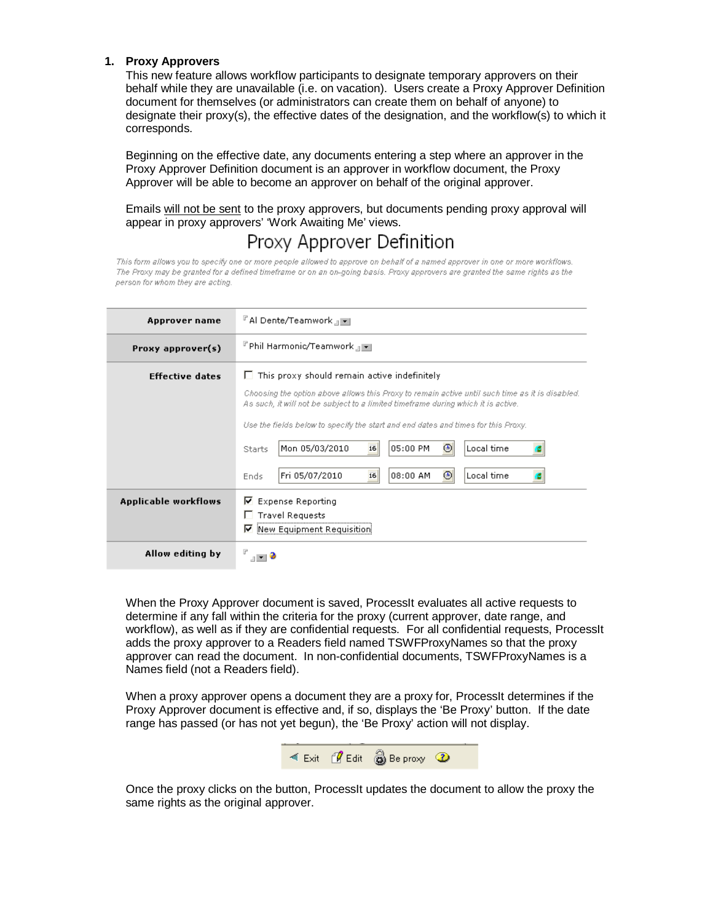1. **Proxy Approvers**

   This new feature allows workflow participants to designate temporary approvers on their behalf while they are unavailable (i.e. on vacation). Users create a Proxy Approver Definition document for themselves (or administrators can create them on behalf of anyone) to designate their proxy(s), the effective dates of the designation, and the workflow(s) to which it corresponds.

   Beginning on the effective date, any documents entering a step where an approver in the Proxy Approver Definition document is an approver in workflow document, the Proxy Approver will be able to become an approver on behalf of the original approver.

   Emails will not be sent to the proxy approvers, but documents pending proxy approval will appear in proxy approvers' 'Work Awaiting Me' views.

   ## Proxy Approver Definition

   *This form allows you to specify one or more people allowed to approve on behalf of a named approver in one or more workflows. The Proxy may be granted for a defined timeframe or on an on-going basis. Proxy approvers are granted the same rights as the person for whom they are acting.*

   | | |
   |---|---|
   | **Approver name** | Al Dente/Teamwork |
   | **Proxy approver(s)** | Phil Harmonic/Teamwork |
   | **Effective dates** | ☐ This proxy should remain active indefinitely<br>*Choosing the option above allows this Proxy to remain active until such time as it is disabled. As such, it will not be subject to a limited timeframe during which it is active.*<br>*Use the fields below to specify the start and end dates and times for this Proxy.*<br>Starts: Mon 05/03/2010 05:00 PM Local time<br>Ends: Fri 05/07/2010 08:00 AM Local time |
   | **Applicable workflows** | ☑ Expense Reporting<br>☐ Travel Requests<br>☑ New Equipment Requisition |
   | **Allow editing by** | |

   When the Proxy Approver document is saved, ProcessIt evaluates all active requests to determine if any fall within the criteria for the proxy (current approver, date range, and workflow), as well as if they are confidential requests. For all confidential requests, ProcessIt adds the proxy approver to a Readers field named TSWFProxyNames so that the proxy approver can read the document. In non-confidential documents, TSWFProxyNames is a Names field (not a Readers field).

   When a proxy approver opens a document they are a proxy for, ProcessIt determines if the Proxy Approver document is effective and, if so, displays the 'Be Proxy' button. If the date range has passed (or has not yet begun), the 'Be Proxy' action will not display.

   Exit | Edit | Be proxy

   Once the proxy clicks on the button, ProcessIt updates the document to allow the proxy the same rights as the original approver.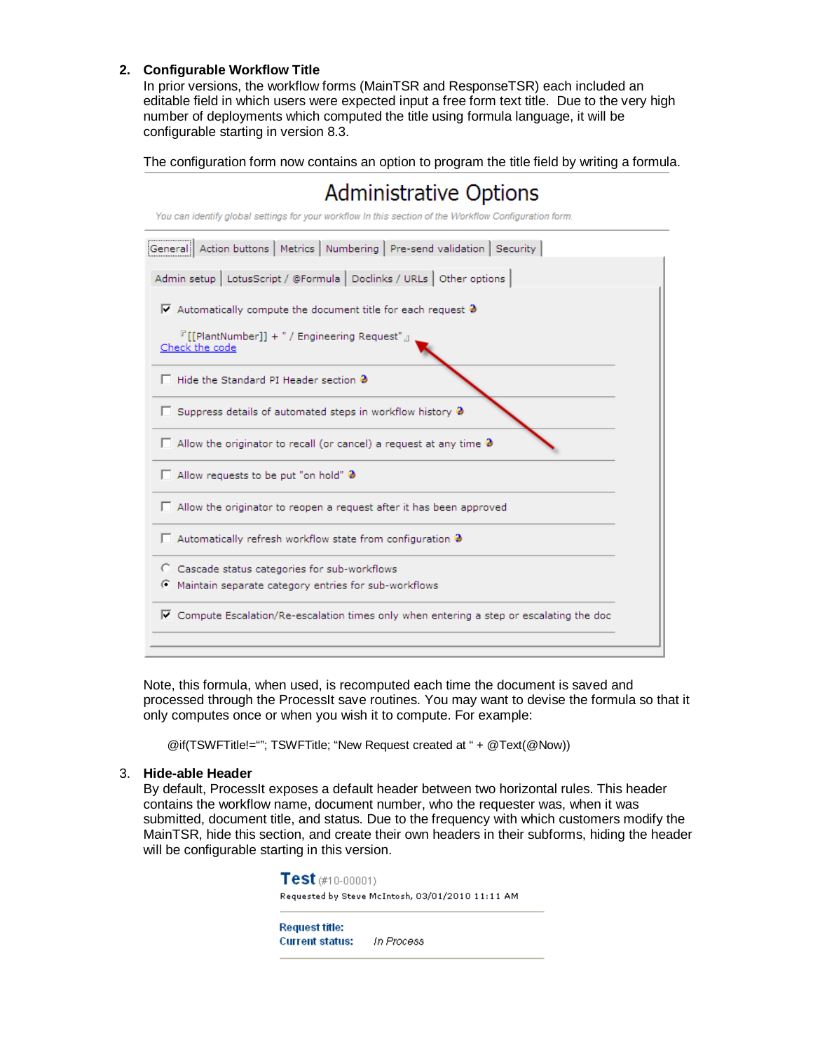2. **Configurable Workflow Title**
   In prior versions, the workflow forms (MainTSR and ResponseTSR) each included an editable field in which users were expected input a free form text title. Due to the very high number of deployments which computed the title using formula language, it will be configurable starting in version 8.3.

   The configuration form now contains an option to program the title field by writing a formula.

   Administrative Options

   *You can identify global settings for your workflow In this section of the Workflow Configuration form.*

   General | Action buttons | Metrics | Numbering | Pre-send validation | Security

   Admin setup | LotusScript / @Formula | Doclinks / URLs | Other options

   ☑ Automatically compute the document title for each request

   [[PlantNumber]] + " / Engineering Request"
   Check the code

   ☐ Hide the Standard PI Header section

   ☐ Suppress details of automated steps in workflow history

   ☐ Allow the originator to recall (or cancel) a request at any time

   ☐ Allow requests to be put "on hold"

   ☐ Allow the originator to reopen a request after it has been approved

   ☐ Automatically refresh workflow state from configuration

   ○ Cascade status categories for sub-workflows
   ◉ Maintain separate category entries for sub-workflows

   ☑ Compute Escalation/Re-escalation times only when entering a step or escalating the doc

   Note, this formula, when used, is recomputed each time the document is saved and processed through the ProcessIt save routines. You may want to devise the formula so that it only computes once or when you wish it to compute. For example:

   ```
   @if(TSWFTitle!=“”; TSWFTitle; “New Request created at “ + @Text(@Now))
   ```

3. **Hide-able Header**
   By default, ProcessIt exposes a default header between two horizontal rules. This header contains the workflow name, document number, who the requester was, when it was submitted, document title, and status. Due to the frequency with which customers modify the MainTSR, hide this section, and create their own headers in their subforms, hiding the header will be configurable starting in this version.

   **Test** (#10-00001)
   Requested by Steve McIntosh, 03/01/2010 11:11 AM

   **Request title:**
   **Current status:** *In Process*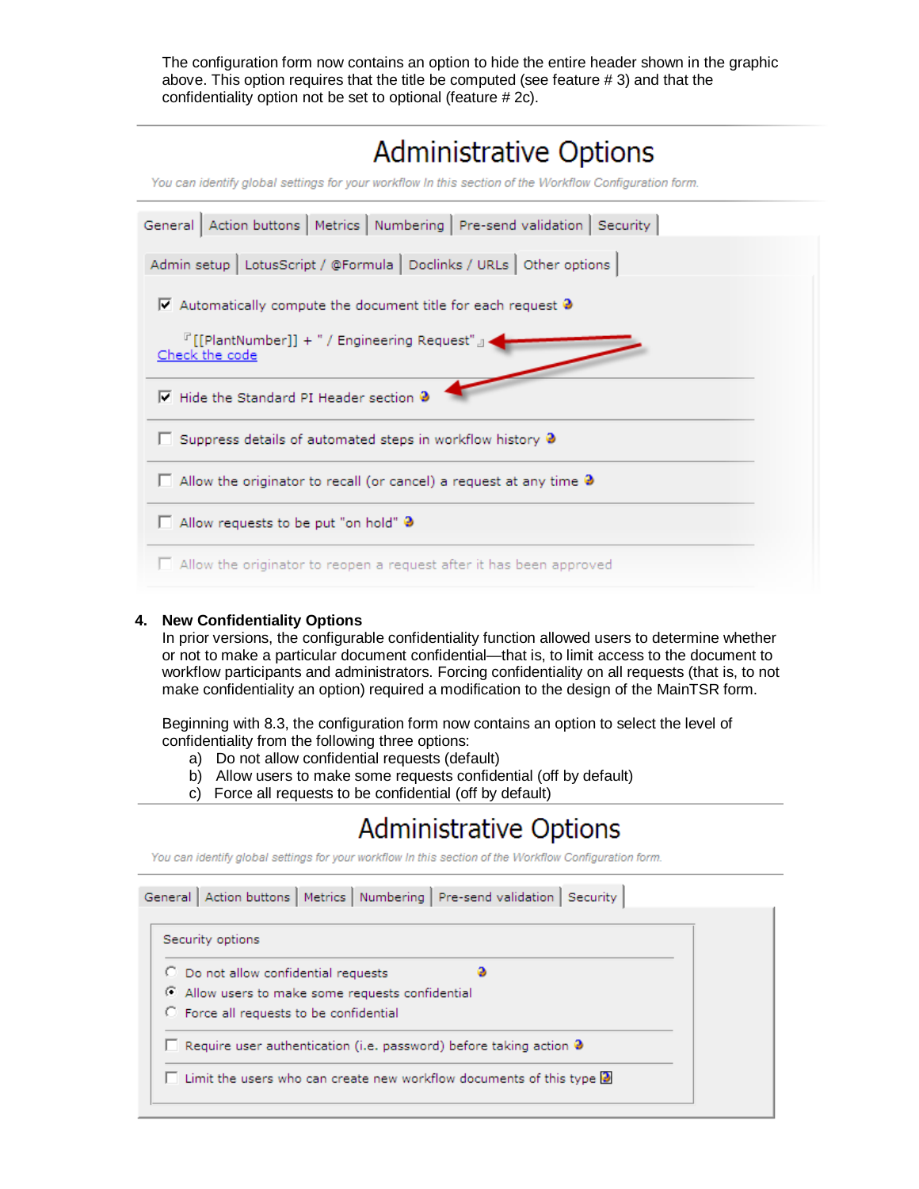The configuration form now contains an option to hide the entire header shown in the graphic above. This option requires that the title be computed (see feature # 3) and that the confidentiality option not be set to optional (feature # 2c).

Administrative Options

*You can identify global settings for your workflow In this section of the Workflow Configuration form.*

General | Action buttons | Metrics | Numbering | Pre-send validation | Security

Admin setup | LotusScript / @Formula | Doclinks / URLs | Other options

- [x] Automatically compute the document title for each request

  [[PlantNumber]] + " / Engineering Request"

  Check the code

- [x] Hide the Standard PI Header section
- [ ] Suppress details of automated steps in workflow history
- [ ] Allow the originator to recall (or cancel) a request at any time
- [ ] Allow requests to be put "on hold"
- [ ] Allow the originator to reopen a request after it has been approved

4. **New Confidentiality Options**

   In prior versions, the configurable confidentiality function allowed users to determine whether or not to make a particular document confidential—that is, to limit access to the document to workflow participants and administrators. Forcing confidentiality on all requests (that is, to not make confidentiality an option) required a modification to the design of the MainTSR form.

   Beginning with 8.3, the configuration form now contains an option to select the level of confidentiality from the following three options:

   a) Do not allow confidential requests (default)
   b) Allow users to make some requests confidential (off by default)
   c) Force all requests to be confidential (off by default)

Administrative Options

*You can identify global settings for your workflow In this section of the Workflow Configuration form.*

General | Action buttons | Metrics | Numbering | Pre-send validation | Security

Security options

- ( ) Do not allow confidential requests
- (•) Allow users to make some requests confidential
- ( ) Force all requests to be confidential

- [ ] Require user authentication (i.e. password) before taking action
- [ ] Limit the users who can create new workflow documents of this type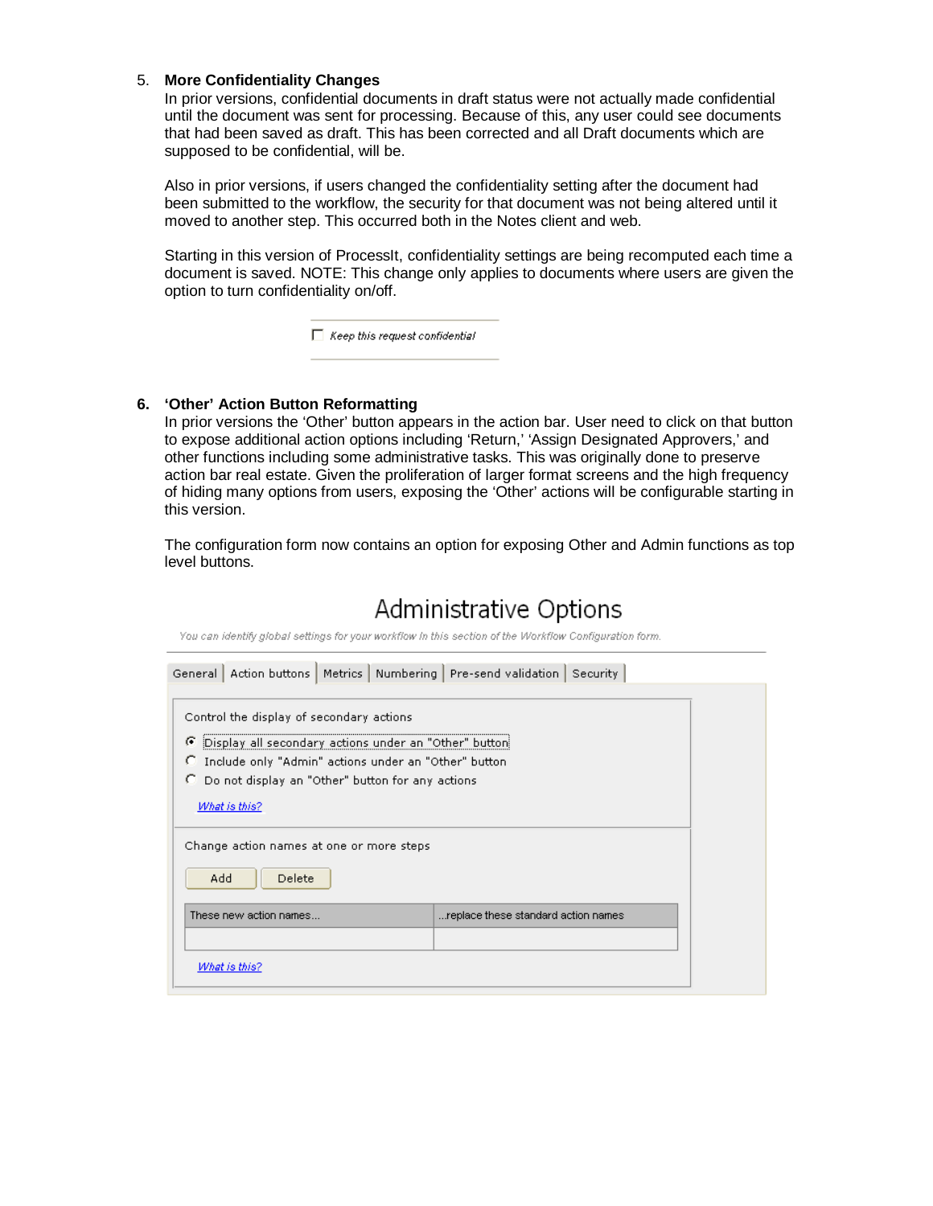5. **More Confidentiality Changes**

   In prior versions, confidential documents in draft status were not actually made confidential until the document was sent for processing. Because of this, any user could see documents that had been saved as draft. This has been corrected and all Draft documents which are supposed to be confidential, will be.

   Also in prior versions, if users changed the confidentiality setting after the document had been submitted to the workflow, the security for that document was not being altered until it moved to another step. This occurred both in the Notes client and web.

   Starting in this version of ProcessIt, confidentiality settings are being recomputed each time a document is saved. NOTE: This change only applies to documents where users are given the option to turn confidentiality on/off.

   ☐ *Keep this request confidential*

6. **'Other' Action Button Reformatting**

   In prior versions the 'Other' button appears in the action bar. User need to click on that button to expose additional action options including 'Return,' 'Assign Designated Approvers,' and other functions including some administrative tasks. This was originally done to preserve action bar real estate. Given the proliferation of larger format screens and the high frequency of hiding many options from users, exposing the 'Other' actions will be configurable starting in this version.

   The configuration form now contains an option for exposing Other and Admin functions as top level buttons.

## Administrative Options

*You can identify global settings for your workflow in this section of the Workflow Configuration form.*

General | Action buttons | Metrics | Numbering | Pre-send validation | Security

Control the display of secondary actions

- (•) Display all secondary actions under an "Other" button
- ( ) Include only "Admin" actions under an "Other" button
- ( ) Do not display an "Other" button for any actions

*What is this?*

Change action names at one or more steps

Add | Delete

| These new action names... | ...replace these standard action names |
| --- | --- |
| | |

*What is this?*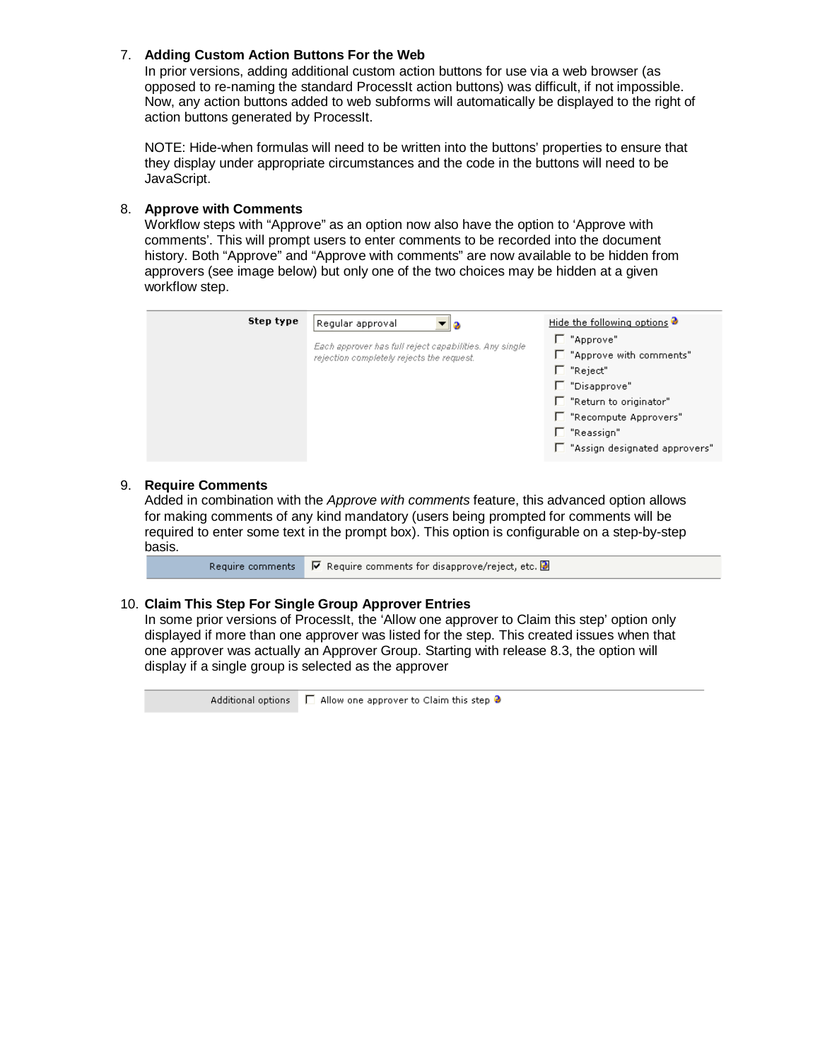7. **Adding Custom Action Buttons For the Web**
   In prior versions, adding additional custom action buttons for use via a web browser (as opposed to re-naming the standard ProcessIt action buttons) was difficult, if not impossible. Now, any action buttons added to web subforms will automatically be displayed to the right of action buttons generated by ProcessIt.

   NOTE: Hide-when formulas will need to be written into the buttons' properties to ensure that they display under appropriate circumstances and the code in the buttons will need to be JavaScript.

8. **Approve with Comments**
   Workflow steps with "Approve" as an option now also have the option to 'Approve with comments'. This will prompt users to enter comments to be recorded into the document history. Both "Approve" and "Approve with comments" are now available to be hidden from approvers (see image below) but only one of the two choices may be hidden at a given workflow step.

   | Step type | Regular approval<br>*Each approver has full reject capabilities. Any single rejection completely rejects the request.* | Hide the following options<br>☐ "Approve"<br>☐ "Approve with comments"<br>☐ "Reject"<br>☐ "Disapprove"<br>☐ "Return to originator"<br>☐ "Recompute Approvers"<br>☐ "Reassign"<br>☐ "Assign designated approvers" |
   |---|---|---|

9. **Require Comments**
   Added in combination with the *Approve with comments* feature, this advanced option allows for making comments of any kind mandatory (users being prompted for comments will be required to enter some text in the prompt box). This option is configurable on a step-by-step basis.

   | Require comments | ☑ Require comments for disapprove/reject, etc. |
   |---|---|

10. **Claim This Step For Single Group Approver Entries**
    In some prior versions of ProcessIt, the 'Allow one approver to Claim this step' option only displayed if more than one approver was listed for the step. This created issues when that one approver was actually an Approver Group. Starting with release 8.3, the option will display if a single group is selected as the approver

    | Additional options | ☐ Allow one approver to Claim this step |
    |---|---|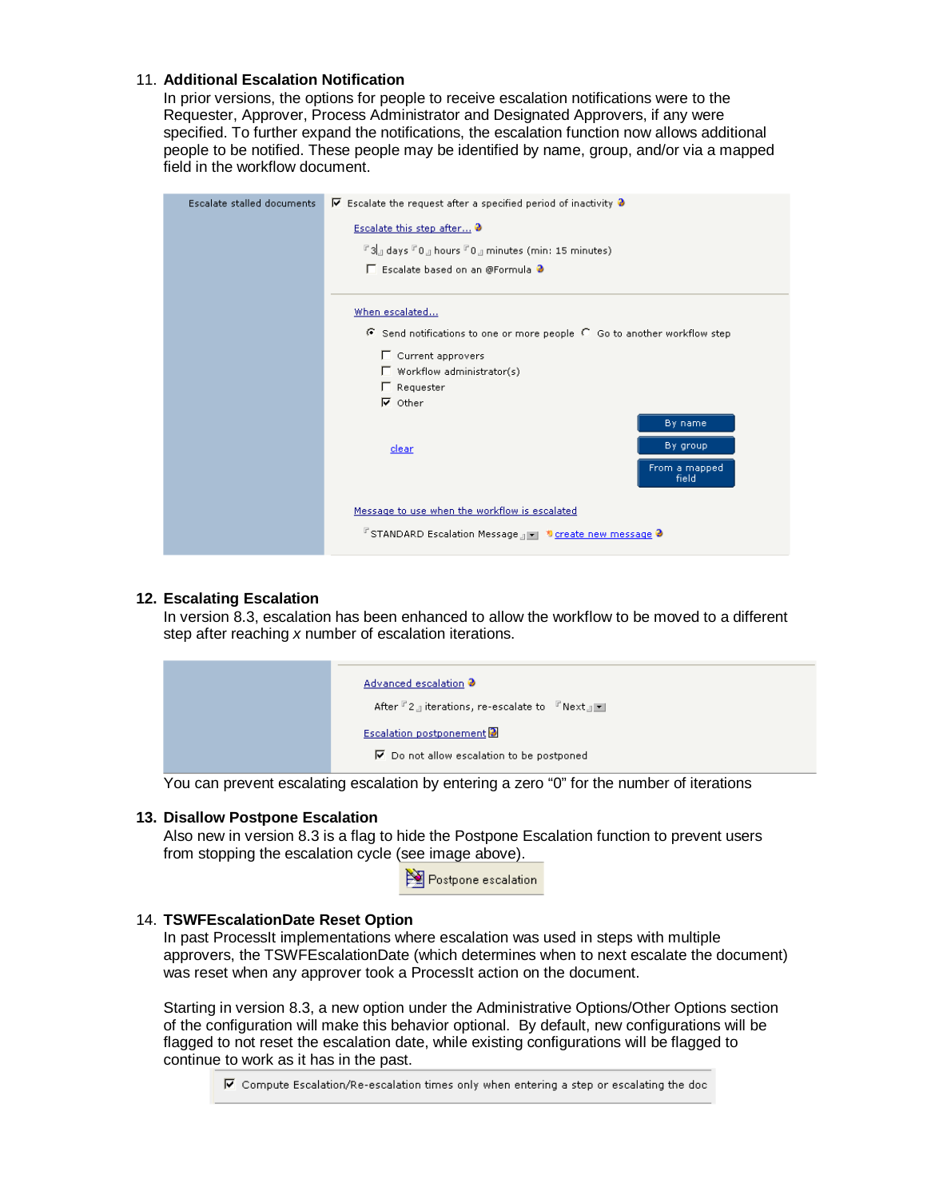11. **Additional Escalation Notification**

    In prior versions, the options for people to receive escalation notifications were to the Requester, Approver, Process Administrator and Designated Approvers, if any were specified. To further expand the notifications, the escalation function now allows additional people to be notified. These people may be identified by name, group, and/or via a mapped field in the workflow document.

12. **Escalating Escalation**

    In version 8.3, escalation has been enhanced to allow the workflow to be moved to a different step after reaching *x* number of escalation iterations.

    You can prevent escalating escalation by entering a zero "0" for the number of iterations

13. **Disallow Postpone Escalation**

    Also new in version 8.3 is a flag to hide the Postpone Escalation function to prevent users from stopping the escalation cycle (see image above).

14. **TSWFEscalationDate Reset Option**

    In past ProcessIt implementations where escalation was used in steps with multiple approvers, the TSWFEscalationDate (which determines when to next escalate the document) was reset when any approver took a ProcessIt action on the document.

    Starting in version 8.3, a new option under the Administrative Options/Other Options section of the configuration will make this behavior optional. By default, new configurations will be flagged to not reset the escalation date, while existing configurations will be flagged to continue to work as it has in the past.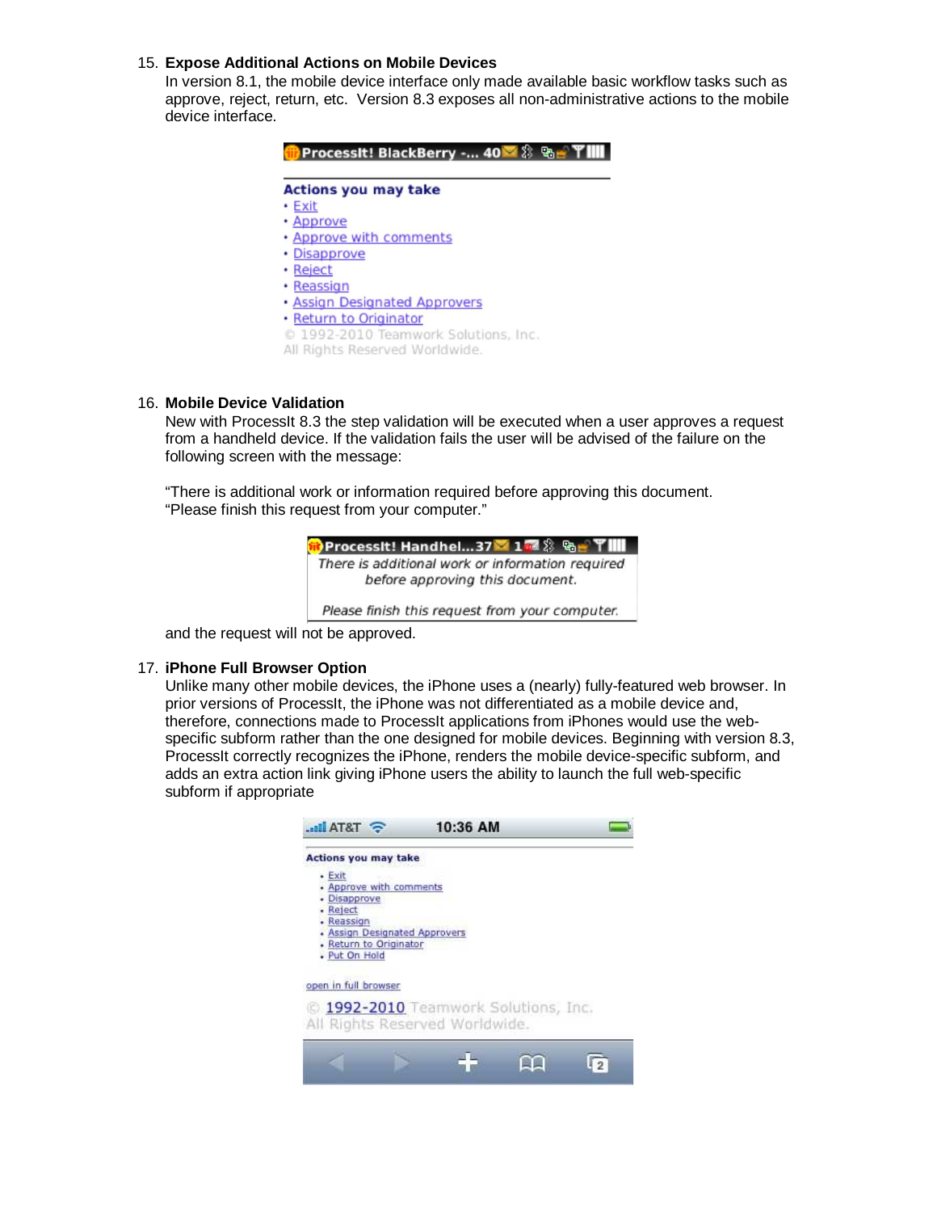15. **Expose Additional Actions on Mobile Devices**
    In version 8.1, the mobile device interface only made available basic workflow tasks such as approve, reject, return, etc. Version 8.3 exposes all non-administrative actions to the mobile device interface.

16. **Mobile Device Validation**
    New with ProcessIt 8.3 the step validation will be executed when a user approves a request from a handheld device. If the validation fails the user will be advised of the failure on the following screen with the message:

    "There is additional work or information required before approving this document. "Please finish this request from your computer."

    and the request will not be approved.

17. **iPhone Full Browser Option**
    Unlike many other mobile devices, the iPhone uses a (nearly) fully-featured web browser. In prior versions of ProcessIt, the iPhone was not differentiated as a mobile device and, therefore, connections made to ProcessIt applications from iPhones would use the web-specific subform rather than the one designed for mobile devices. Beginning with version 8.3, ProcessIt correctly recognizes the iPhone, renders the mobile device-specific subform, and adds an extra action link giving iPhone users the ability to launch the full web-specific subform if appropriate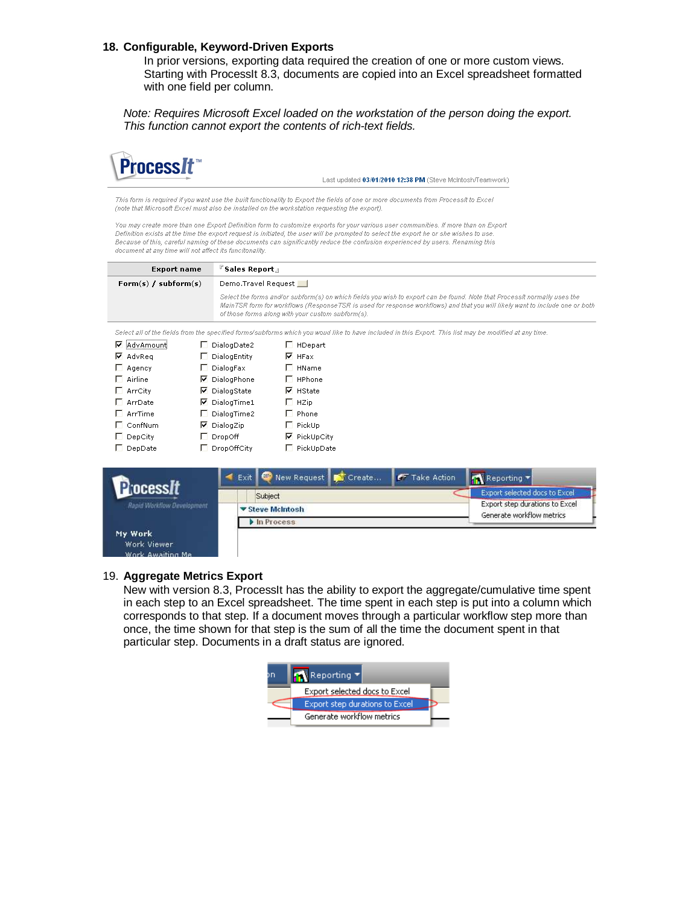## 18. Configurable, Keyword-Driven Exports

In prior versions, exporting data required the creation of one or more custom views. Starting with ProcessIt 8.3, documents are copied into an Excel spreadsheet formatted with one field per column.

*Note: Requires Microsoft Excel loaded on the workstation of the person doing the export. This function cannot export the contents of rich-text fields.*

ProcessIt™

Last updated **03/01/2010 12:38 PM** (Steve McIntosh/Teamwork)

*This form is required if you want use the built functionality to Export the fields of one or more documents from ProcessIt to Excel (note that Microsoft Excel must also be installed on the workstation requesting the export).*

*You may create more than one Export Definition form to customize exports for your various user communities. If more than on Export Definition exists at the time the export request is initiated, the user will be prompted to select the export he or she wishes to use. Because of this, careful naming of these documents can significantly reduce the confusion experienced by users. Renaming this document at any time will not affect its funcitonality.*

| | |
|---|---|
| **Export name** | **Sales Report** |
| **Form(s) / subform(s)** | Demo.Travel Request<br>*Select the forms and/or subform(s) on which fields you wish to export can be found. Note that ProcessIt normally uses the MainTSR form for workflows (ResponseTSR is used for response workflows) and that you will likely want to include one or both of those forms along with your custom subform(s).* |

*Select all of the fields from the specified forms/subforms which you woud like to have included in this Export. This list may be modified at any time.*

| | | |
|---|---|---|
| ☑ AdvAmount | ☐ DialogDate2 | ☐ HDepart |
| ☑ AdvReq | ☐ DialogEntity | ☑ HFax |
| ☐ Agency | ☐ DialogFax | ☐ HName |
| ☐ Airline | ☑ DialogPhone | ☐ HPhone |
| ☐ ArrCity | ☑ DialogState | ☑ HState |
| ☐ ArrDate | ☑ DialogTime1 | ☐ HZip |
| ☐ ArrTime | ☐ DialogTime2 | ☐ Phone |
| ☐ ConfNum | ☑ DialogZip | ☐ PickUp |
| ☐ DepCity | ☐ DropOff | ☑ PickUpCity |
| ☐ DepDate | ☐ DropOffCity | ☐ PickUpDate |

ProcessIt — Rapid Workflow Development | Exit | New Request | Create... | Take Action | Reporting

Reporting menu: Export selected docs to Excel / Export step durations to Excel / Generate workflow metrics

Subject — Steve McIntosh — In Process

My Work — Work Viewer — Work Awaiting Me

## 19. Aggregate Metrics Export

New with version 8.3, ProcessIt has the ability to export the aggregate/cumulative time spent in each step to an Excel spreadsheet. The time spent in each step is put into a column which corresponds to that step. If a document moves through a particular workflow step more than once, the time shown for that step is the sum of all the time the document spent in that particular step. Documents in a draft status are ignored.

Reporting menu: Export selected docs to Excel / Export step durations to Excel / Generate workflow metrics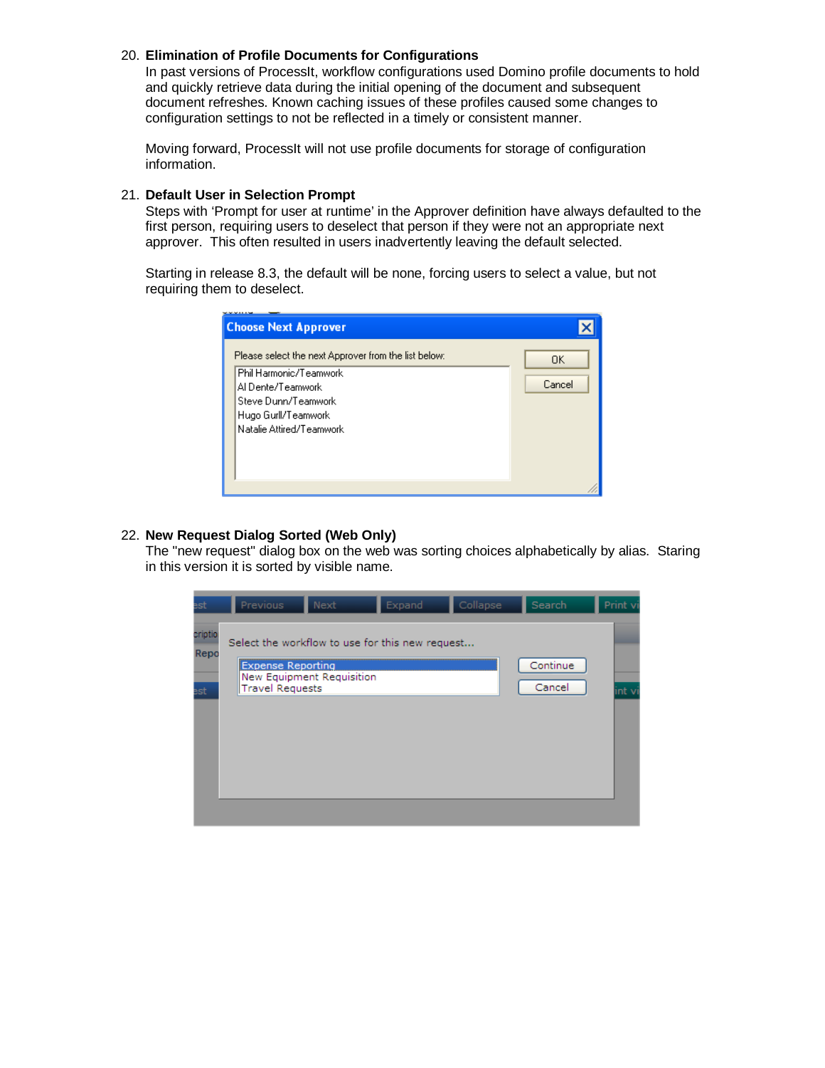20. **Elimination of Profile Documents for Configurations**
    In past versions of ProcessIt, workflow configurations used Domino profile documents to hold and quickly retrieve data during the initial opening of the document and subsequent document refreshes. Known caching issues of these profiles caused some changes to configuration settings to not be reflected in a timely or consistent manner.

    Moving forward, ProcessIt will not use profile documents for storage of configuration information.

21. **Default User in Selection Prompt**
    Steps with 'Prompt for user at runtime' in the Approver definition have always defaulted to the first person, requiring users to deselect that person if they were not an appropriate next approver. This often resulted in users inadvertently leaving the default selected.

    Starting in release 8.3, the default will be none, forcing users to select a value, but not requiring them to deselect.

22. **New Request Dialog Sorted (Web Only)**
    The "new request" dialog box on the web was sorting choices alphabetically by alias. Staring in this version it is sorted by visible name.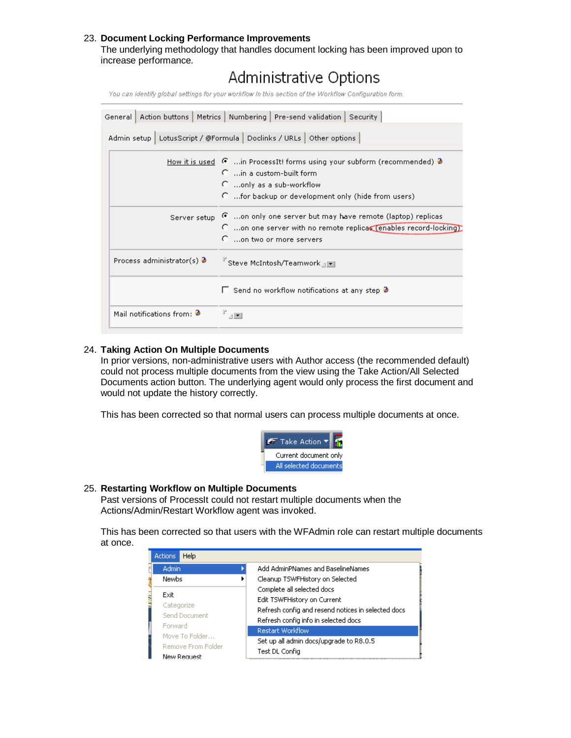23. **Document Locking Performance Improvements**
    The underlying methodology that handles document locking has been improved upon to increase performance.

24. **Taking Action On Multiple Documents**
    In prior versions, non-administrative users with Author access (the recommended default) could not process multiple documents from the view using the Take Action/All Selected Documents action button. The underlying agent would only process the first document and would not update the history correctly.

    This has been corrected so that normal users can process multiple documents at once.

25. **Restarting Workflow on Multiple Documents**
    Past versions of ProcessIt could not restart multiple documents when the Actions/Admin/Restart Workflow agent was invoked.

    This has been corrected so that users with the WFAdmin role can restart multiple documents at once.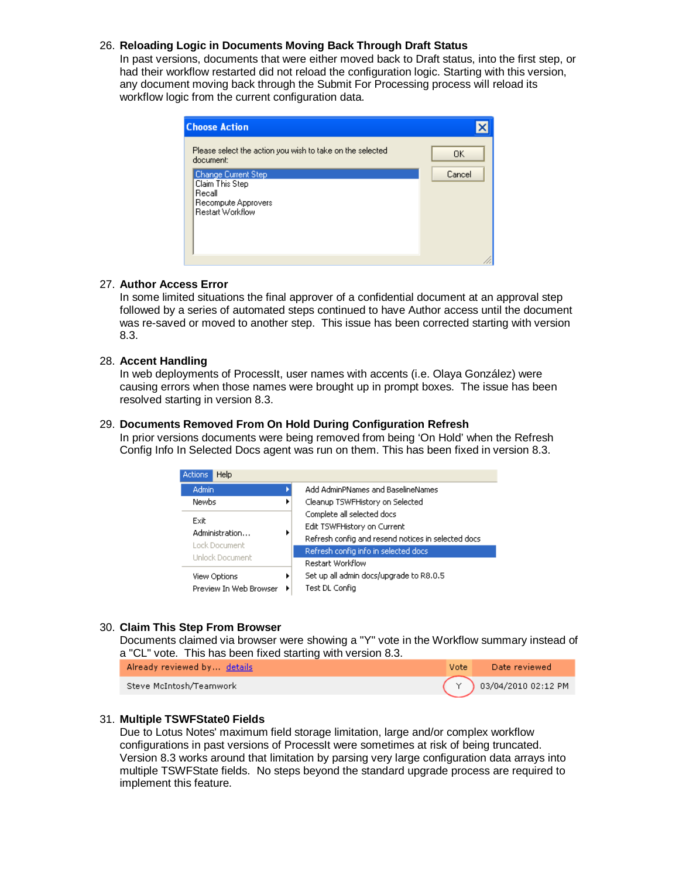26. **Reloading Logic in Documents Moving Back Through Draft Status**
    In past versions, documents that were either moved back to Draft status, into the first step, or had their workflow restarted did not reload the configuration logic. Starting with this version, any document moving back through the Submit For Processing process will reload its workflow logic from the current configuration data.

27. **Author Access Error**
    In some limited situations the final approver of a confidential document at an approval step followed by a series of automated steps continued to have Author access until the document was re-saved or moved to another step. This issue has been corrected starting with version 8.3.

28. **Accent Handling**
    In web deployments of ProcessIt, user names with accents (i.e. Olaya González) were causing errors when those names were brought up in prompt boxes. The issue has been resolved starting in version 8.3.

29. **Documents Removed From On Hold During Configuration Refresh**
    In prior versions documents were being removed from being 'On Hold' when the Refresh Config Info In Selected Docs agent was run on them. This has been fixed in version 8.3.

30. **Claim This Step From Browser**
    Documents claimed via browser were showing a "Y" vote in the Workflow summary instead of a "CL" vote. This has been fixed starting with version 8.3.

| Already reviewed by... details | Vote | Date reviewed |
|---|---|---|
| Steve McIntosh/Teamwork | Y | 03/04/2010 02:12 PM |

31. **Multiple TSWFState0 Fields**
    Due to Lotus Notes' maximum field storage limitation, large and/or complex workflow configurations in past versions of ProcessIt were sometimes at risk of being truncated. Version 8.3 works around that limitation by parsing very large configuration data arrays into multiple TSWFState fields. No steps beyond the standard upgrade process are required to implement this feature.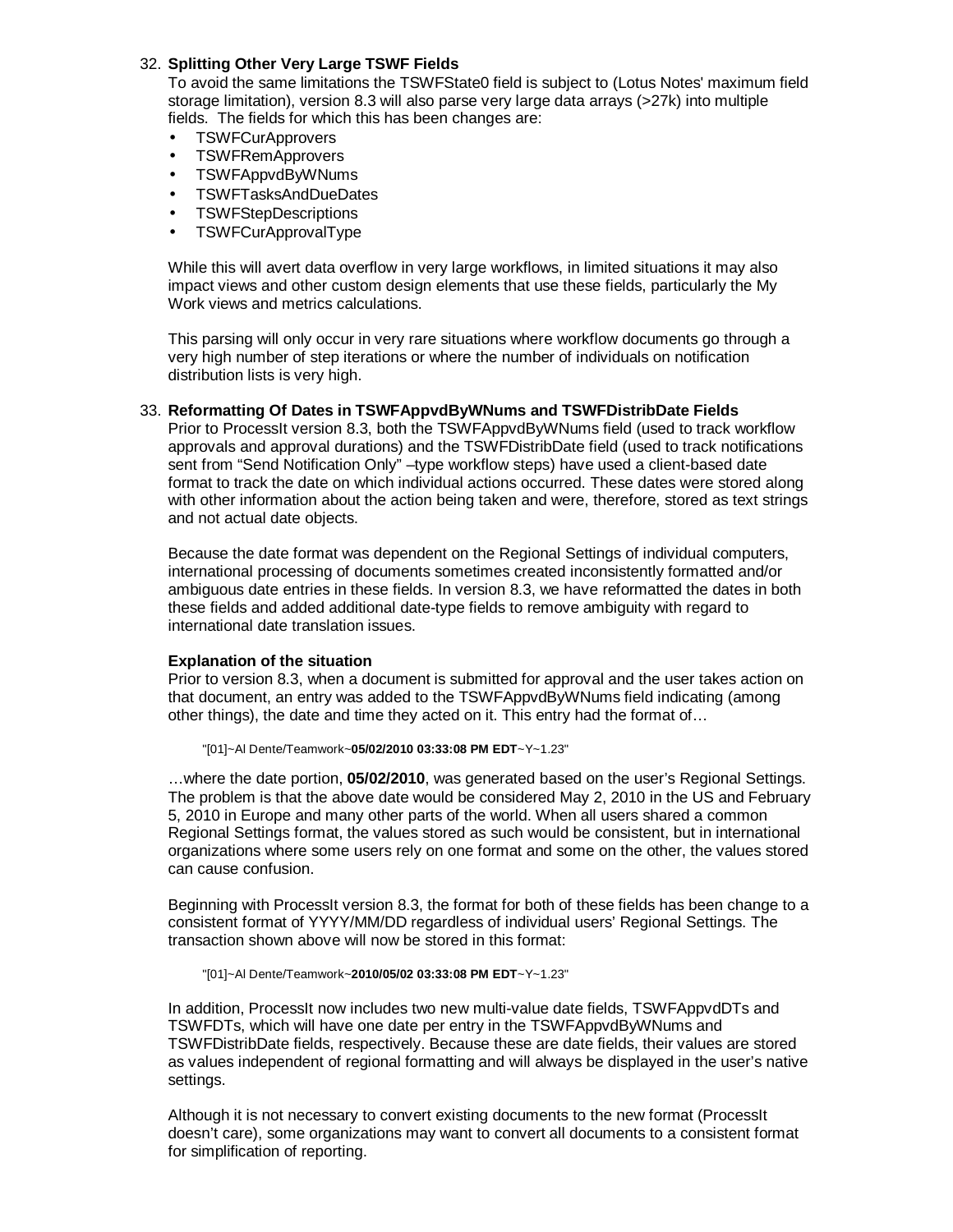32. **Splitting Other Very Large TSWF Fields**

To avoid the same limitations the TSWFState0 field is subject to (Lotus Notes' maximum field storage limitation), version 8.3 will also parse very large data arrays (>27k) into multiple fields. The fields for which this has been changes are:

- TSWFCurApprovers
- TSWFRemApprovers
- TSWFAppvdByWNums
- TSWFTasksAndDueDates
- TSWFStepDescriptions
- TSWFCurApprovalType

While this will avert data overflow in very large workflows, in limited situations it may also impact views and other custom design elements that use these fields, particularly the My Work views and metrics calculations.

This parsing will only occur in very rare situations where workflow documents go through a very high number of step iterations or where the number of individuals on notification distribution lists is very high.

33. **Reformatting Of Dates in TSWFAppvdByWNums and TSWFDistribDate Fields**

Prior to ProcessIt version 8.3, both the TSWFAppvdByWNums field (used to track workflow approvals and approval durations) and the TSWFDistribDate field (used to track notifications sent from "Send Notification Only" –type workflow steps) have used a client-based date format to track the date on which individual actions occurred. These dates were stored along with other information about the action being taken and were, therefore, stored as text strings and not actual date objects.

Because the date format was dependent on the Regional Settings of individual computers, international processing of documents sometimes created inconsistently formatted and/or ambiguous date entries in these fields. In version 8.3, we have reformatted the dates in both these fields and added additional date-type fields to remove ambiguity with regard to international date translation issues.

**Explanation of the situation**

Prior to version 8.3, when a document is submitted for approval and the user takes action on that document, an entry was added to the TSWFAppvdByWNums field indicating (among other things), the date and time they acted on it. This entry had the format of…

"[01]~Al Dente/Teamwork~**05/02/2010 03:33:08 PM EDT**~Y~1.23"

…where the date portion, **05/02/2010**, was generated based on the user's Regional Settings. The problem is that the above date would be considered May 2, 2010 in the US and February 5, 2010 in Europe and many other parts of the world. When all users shared a common Regional Settings format, the values stored as such would be consistent, but in international organizations where some users rely on one format and some on the other, the values stored can cause confusion.

Beginning with ProcessIt version 8.3, the format for both of these fields has been change to a consistent format of YYYY/MM/DD regardless of individual users' Regional Settings. The transaction shown above will now be stored in this format:

"[01]~Al Dente/Teamwork~**2010/05/02 03:33:08 PM EDT**~Y~1.23"

In addition, ProcessIt now includes two new multi-value date fields, TSWFAppvdDTs and TSWFDTs, which will have one date per entry in the TSWFAppvdByWNums and TSWFDistribDate fields, respectively. Because these are date fields, their values are stored as values independent of regional formatting and will always be displayed in the user's native settings.

Although it is not necessary to convert existing documents to the new format (ProcessIt doesn't care), some organizations may want to convert all documents to a consistent format for simplification of reporting.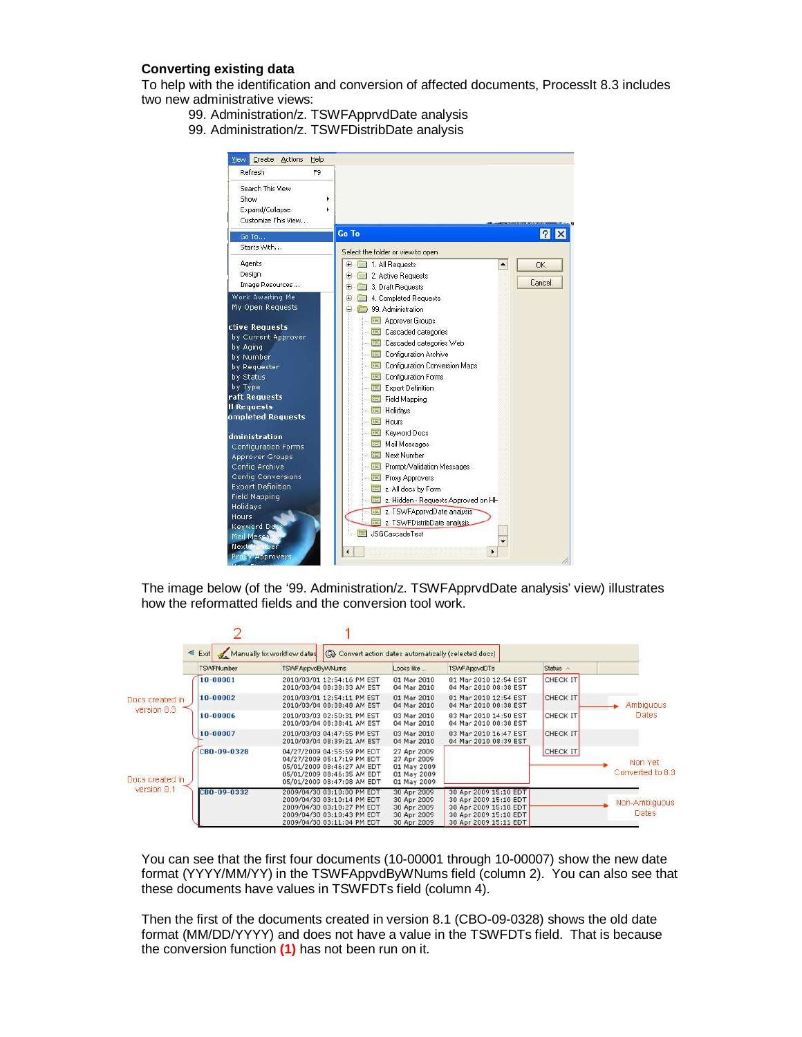**Converting existing data**

To help with the identification and conversion of affected documents, ProcessIt 8.3 includes two new administrative views:

99. Administration/z. TSWFApprvdDate analysis
99. Administration/z. TSWFDistribDate analysis

The image below (of the '99. Administration/z. TSWFApprvdDate analysis' view) illustrates how the reformatted fields and the conversion tool work.

You can see that the first four documents (10-00001 through 10-00007) show the new date format (YYYY/MM/YY) in the TSWFAppvdByWNums field (column 2). You can also see that these documents have values in TSWFDTs field (column 4).

Then the first of the documents created in version 8.1 (CBO-09-0328) shows the old date format (MM/DD/YYYY) and does not have a value in the TSWFDTs field. That is because the conversion function **(1)** has not been run on it.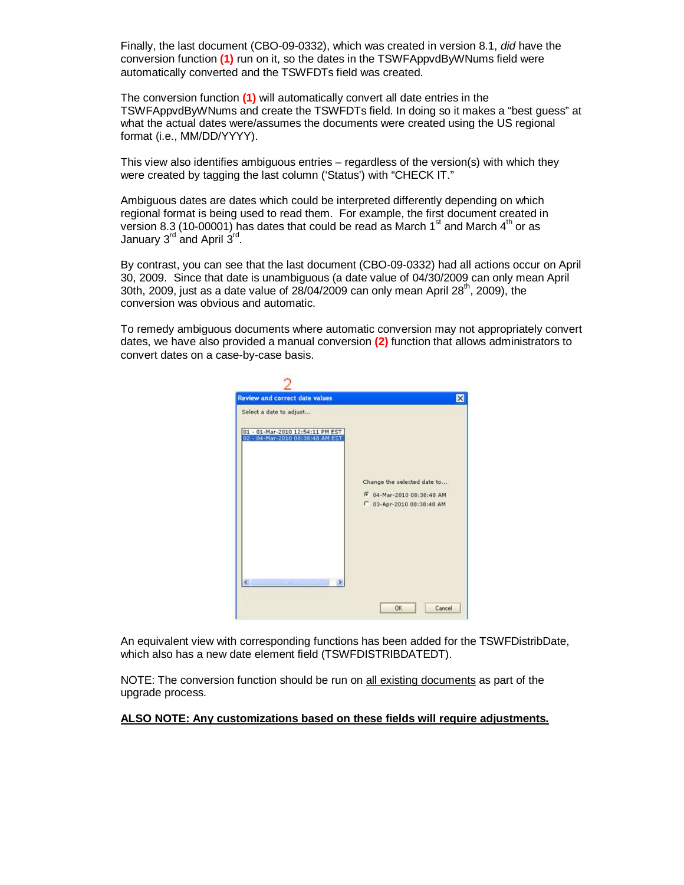Finally, the last document (CBO-09-0332), which was created in version 8.1, *did* have the conversion function **(1)** run on it, so the dates in the TSWFAppvdByWNums field were automatically converted and the TSWFDTs field was created.

The conversion function **(1)** will automatically convert all date entries in the TSWFAppvdByWNums and create the TSWFDTs field. In doing so it makes a "best guess" at what the actual dates were/assumes the documents were created using the US regional format (i.e., MM/DD/YYYY).

This view also identifies ambiguous entries – regardless of the version(s) with which they were created by tagging the last column ('Status') with "CHECK IT."

Ambiguous dates are dates which could be interpreted differently depending on which regional format is being used to read them. For example, the first document created in version 8.3 (10-00001) has dates that could be read as March 1st and March 4th or as January 3rd and April 3rd.

By contrast, you can see that the last document (CBO-09-0332) had all actions occur on April 30, 2009. Since that date is unambiguous (a date value of 04/30/2009 can only mean April 30th, 2009, just as a date value of 28/04/2009 can only mean April 28th, 2009), the conversion was obvious and automatic.

To remedy ambiguous documents where automatic conversion may not appropriately convert dates, we have also provided a manual conversion **(2)** function that allows administrators to convert dates on a case-by-case basis.

2

Review and correct date values

Select a date to adjust...

01 - 01-Mar-2010 12:54:11 PM EST
02 - 04-Mar-2010 08:38:48 AM EST

Change the selected date to...

04-Mar-2010 08:38:48 AM
03-Apr-2010 08:38:48 AM

OK Cancel

An equivalent view with corresponding functions has been added for the TSWFDistribDate, which also has a new date element field (TSWFDISTRIBDATEDT).

NOTE: The conversion function should be run on <u>all existing documents</u> as part of the upgrade process.

**<u>ALSO NOTE: Any customizations based on these fields will require adjustments.</u>**